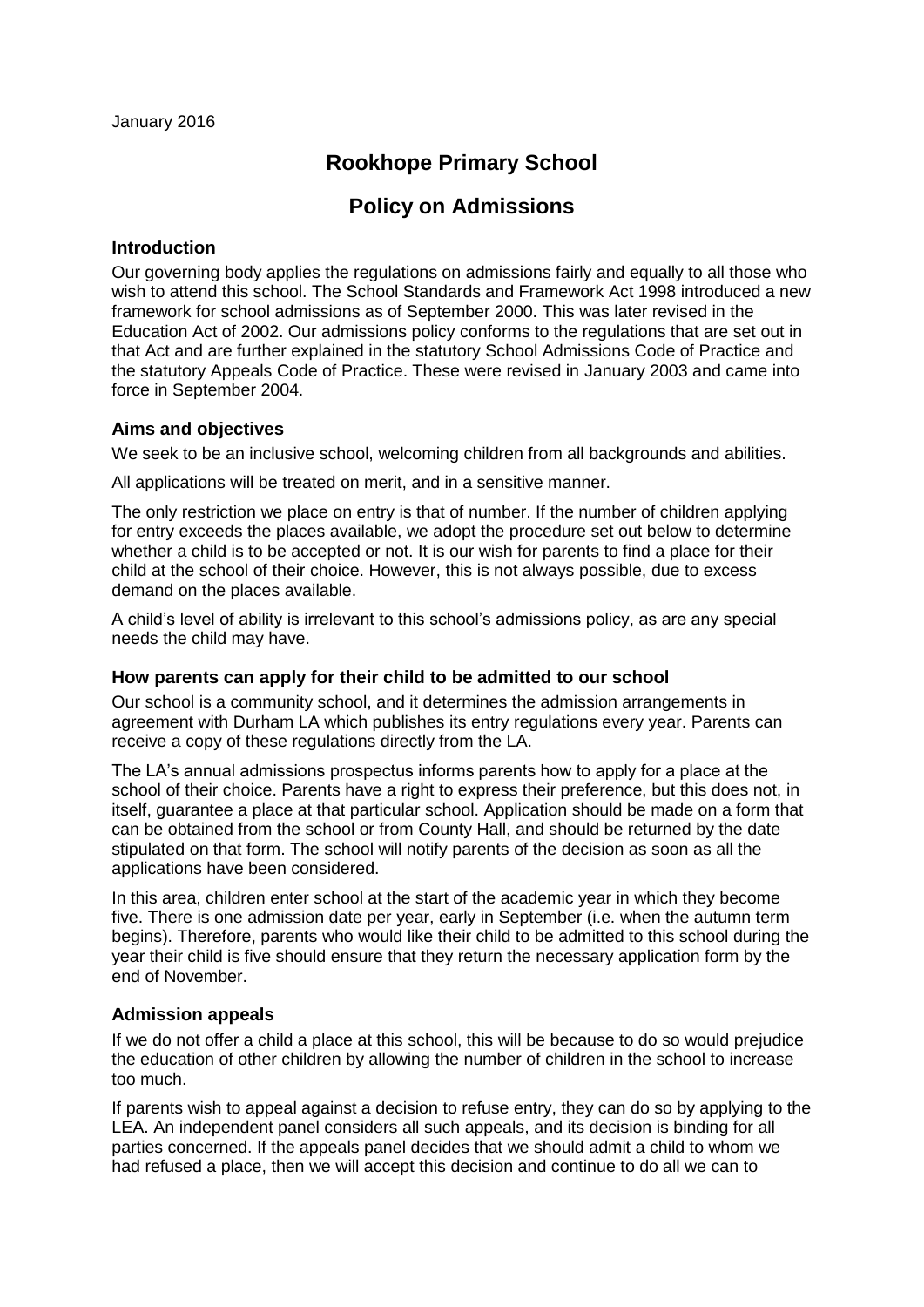January 2016

# Rookhope Primary School

# Policy on Admissions

### Introduction

Our governing body applies the regulations on admissions fairly and equally to all those who wish to attend this school. The School Standards and Framework Act 1998 introduced a new framework for school admissions as of September 2000. This was later revised in the Education Act of 2002. Our admissions policy conforms to the regulations that are set out in that Act and are further explained in the statutory School Admissions Code of Practice and the statutory Appeals Code of Practice. These were revised in January 2003 and came into force in September 2004.

### Aims and objectives

We seek to be an inclusive school, welcoming children from all backgrounds and abilities.

All applications will be treated on merit, and in a sensitive manner.

The only restriction we place on entry is that of number. If the number of children applying for entry exceeds the places available, we adopt the procedure set out below to determine whether a child is to be accepted or not. It is our wish for parents to find a place for their child at the school of their choice. However, this is not always possible, due to excess demand on the places available.

A child's level of ability is irrelevant to this school's admissions policy, as are any special needs the child may have.

### How parents can apply for their child to be admitted to our school

Our school is a community school, and it determines the admission arrangements in agreement with Durham LA which publishes its entry regulations every year. Parents can receive a copy of these regulations directly from the LA.

The LA's annual admissions prospectus informs parents how to apply for a place at the school of their choice. Parents have a right to express their preference, but this does not, in itself, guarantee a place at that particular school. Application should be made on a form that can be obtained from the school or from County Hall, and should be returned by the date stipulated on that form. The school will notify parents of the decision as soon as all the applications have been considered.

In this area, children enter school at the start of the academic year in which they become five. There is one admission date per year, early in September (i.e. when the autumn term begins). Therefore, parents who would like their child to be admitted to this school during the year their child is five should ensure that they return the necessary application form by the end of November.

### Admission appeals

If we do not offer a child a place at this school, this will be because to do so would prejudice the education of other children by allowing the number of children in the school to increase too much.

If parents wish to appeal against a decision to refuse entry, they can do so by applying to the LEA. An independent panel considers all such appeals, and its decision is binding for all parties concerned. If the appeals panel decides that we should admit a child to whom we had refused a place, then we will accept this decision and continue to do all we can to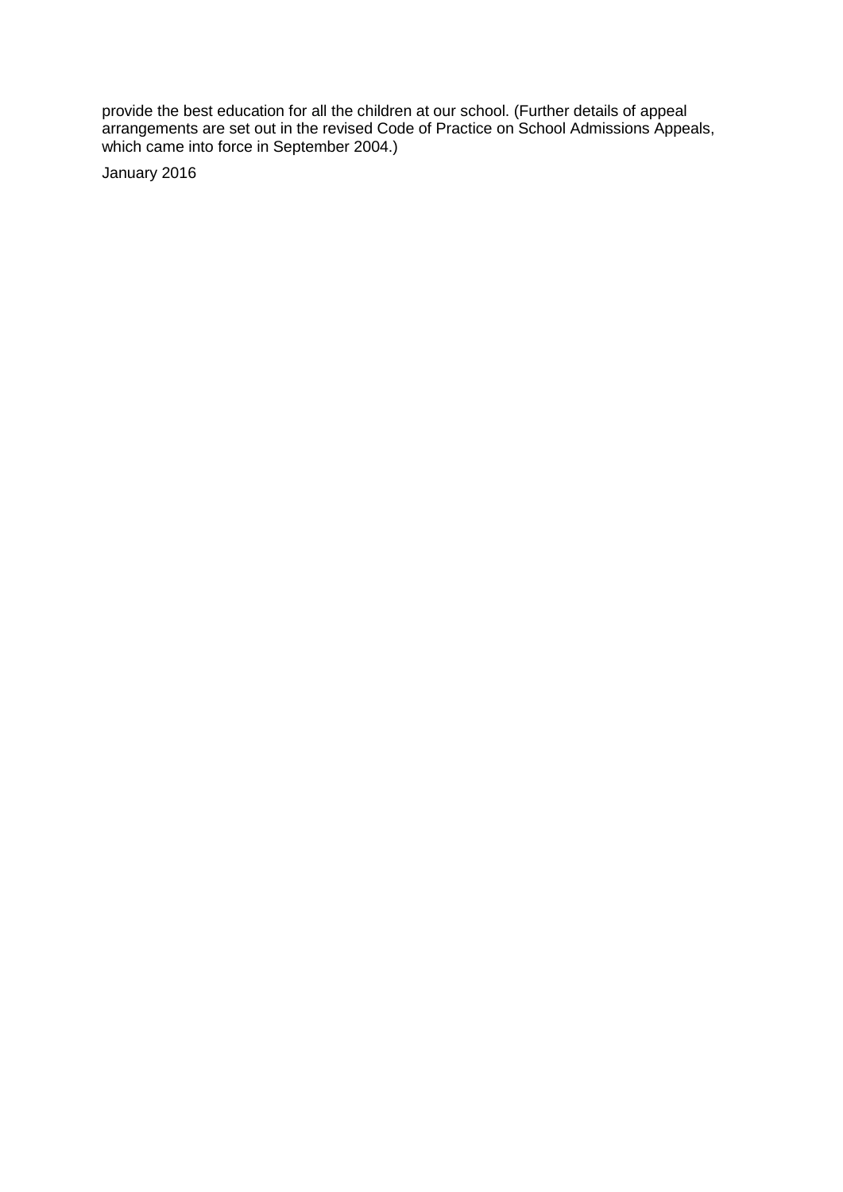provide the best education for all the children at our school. (Further details of appeal arrangements are set out in the revised Code of Practice on School Admissions Appeals, which came into force in September 2004.)

January 2016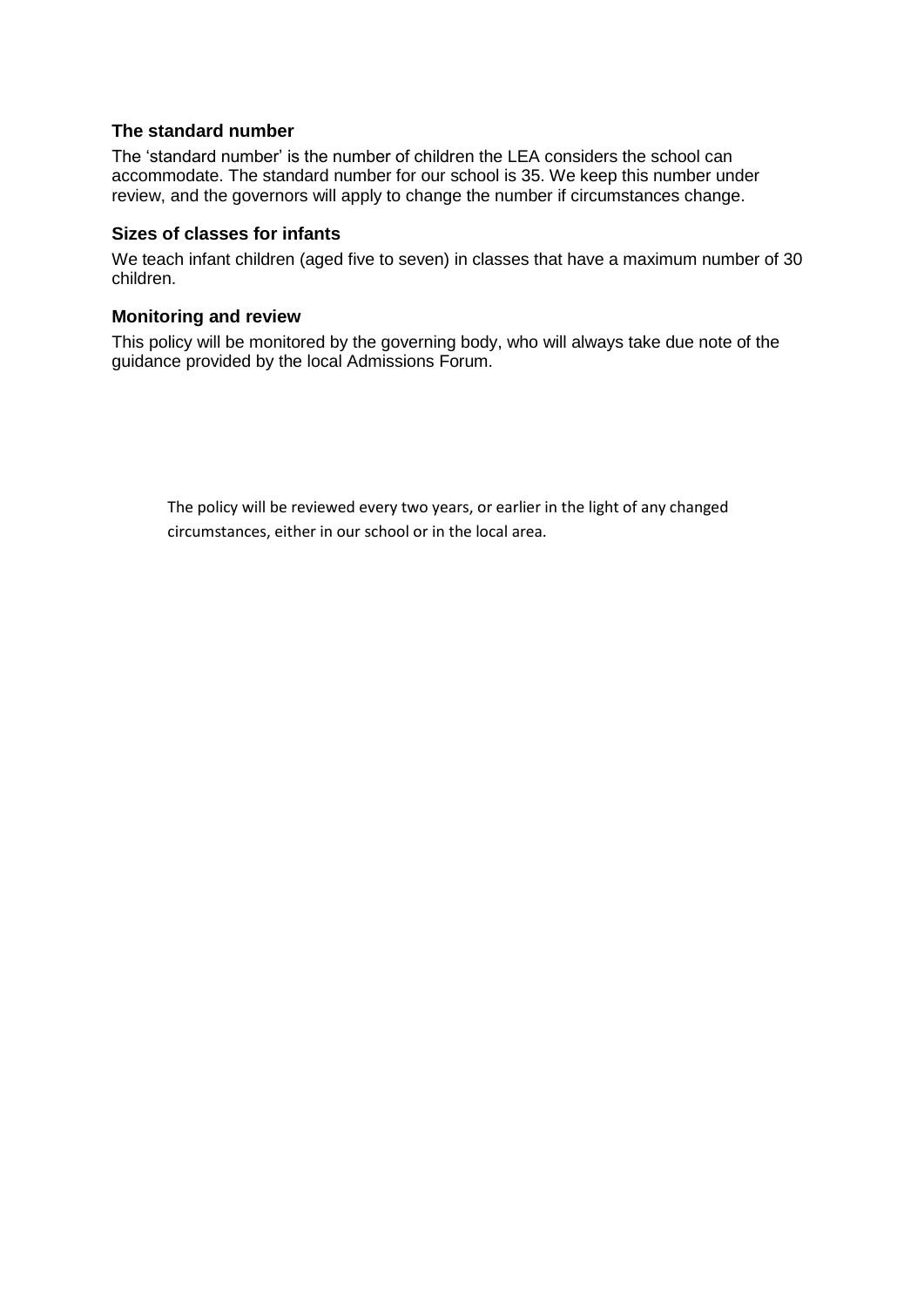### The standard number

The ‘standard number’ is the number of children the LEA considers the school can accommodate. The standard number for our school is 35. We keep this number under review, and the governors will apply to change the number if circumstances change.

### Sizes of classes for infants

We teach infant children (aged five to seven) in classes that have a maximum number of 30 children.

### Monitoring and review

This policy will be monitored by the governing body, who will always take due note of the guidance provided by the local Admissions Forum.

The policy will be reviewed every two years, or earlier in the light of any changed circumstances, either in our school or in the local area.